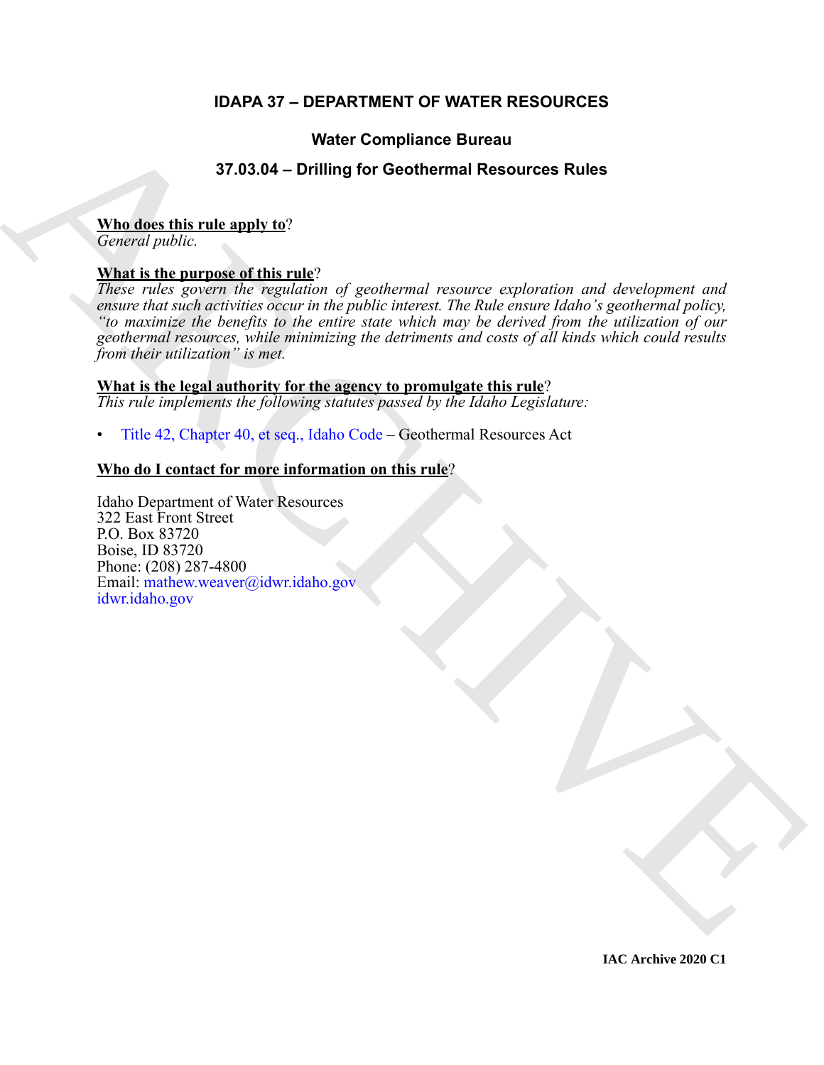# IDAPA 37 – DEPARTMENT OF WATER RESOURCES

## Water Compliance Bureau

## 37.03.04 – Drilling for Geothermal Resources Rules

**Who does this rule apply to**?
*General public.*

**What is the purpose of this rule**?
*These rules govern the regulation of geothermal resource exploration and development and ensure that such activities occur in the public interest. The Rule ensure Idaho's geothermal policy, "to maximize the benefits to the entire state which may be derived from the utilization of our geothermal resources, while minimizing the detriments and costs of all kinds which could results from their utilization" is met.*

**What is the legal authority for the agency to promulgate this rule**?
*This rule implements the following statutes passed by the Idaho Legislature:*

- Title 42, Chapter 40, et seq., Idaho Code – Geothermal Resources Act

**Who do I contact for more information on this rule**?

Idaho Department of Water Resources
322 East Front Street
P.O. Box 83720
Boise, ID 83720
Phone: (208) 287-4800
Email: mathew.weaver@idwr.idaho.gov
idwr.idaho.gov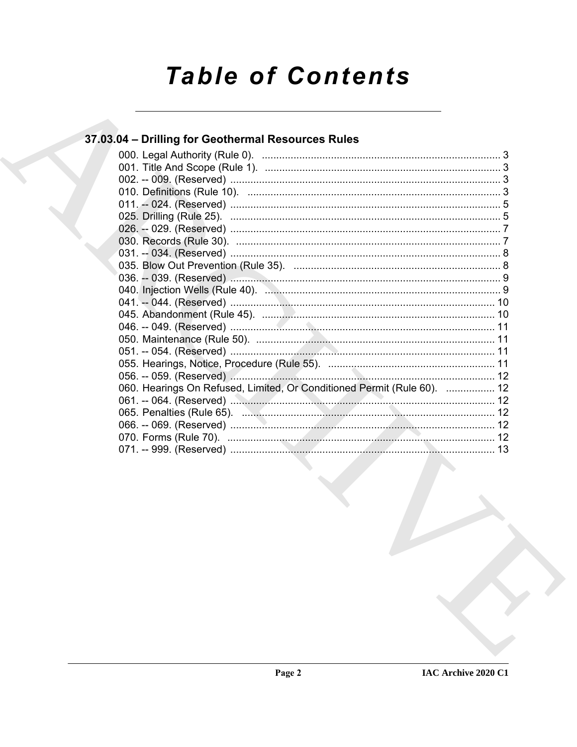# Table of Contents

## 37.03.04 – Drilling for Geothermal Resources Rules

000. Legal Authority (Rule 0). ... 3
001. Title And Scope (Rule 1). ... 3
002. -- 009. (Reserved) ... 3
010. Definitions (Rule 10). ... 3
011. -- 024. (Reserved) ... 5
025. Drilling (Rule 25). ... 5
026. -- 029. (Reserved) ... 7
030. Records (Rule 30). ... 7
031. -- 034. (Reserved) ... 8
035. Blow Out Prevention (Rule 35). ... 8
036. -- 039. (Reserved) ... 9
040. Injection Wells (Rule 40). ... 9
041. -- 044. (Reserved) ... 10
045. Abandonment (Rule 45). ... 10
046. -- 049. (Reserved) ... 11
050. Maintenance (Rule 50). ... 11
051. -- 054. (Reserved) ... 11
055. Hearings, Notice, Procedure (Rule 55). ... 11
056. -- 059. (Reserved) ... 12
060. Hearings On Refused, Limited, Or Conditioned Permit (Rule 60). ... 12
061. -- 064. (Reserved) ... 12
065. Penalties (Rule 65). ... 12
066. -- 069. (Reserved) ... 12
070. Forms (Rule 70). ... 12
071. -- 999. (Reserved) ... 13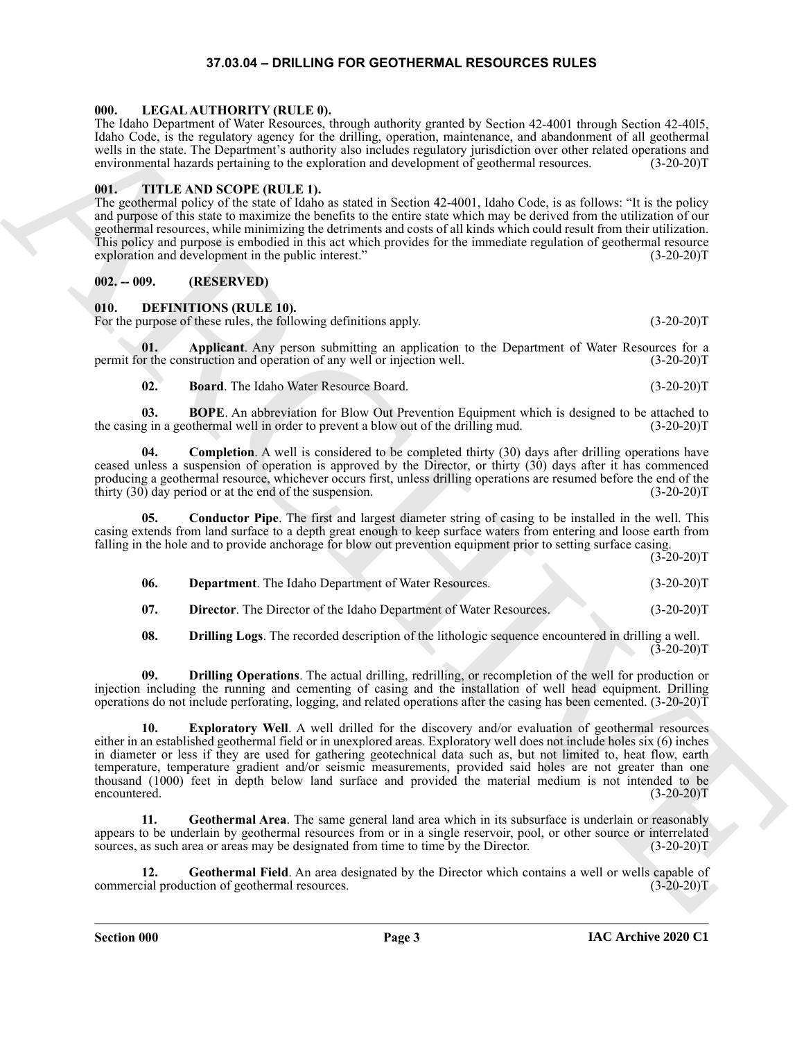# 37.03.04 – DRILLING FOR GEOTHERMAL RESOURCES RULES

## 000. LEGAL AUTHORITY (RULE 0).

The Idaho Department of Water Resources, through authority granted by Section 42-4001 through Section 42-4015, Idaho Code, is the regulatory agency for the drilling, operation, maintenance, and abandonment of all geothermal wells in the state. The Department's authority also includes regulatory jurisdiction over other related operations and environmental hazards pertaining to the exploration and development of geothermal resources. (3-20-20)T

## 001. TITLE AND SCOPE (RULE 1).

The geothermal policy of the state of Idaho as stated in Section 42-4001, Idaho Code, is as follows: "It is the policy and purpose of this state to maximize the benefits to the entire state which may be derived from the utilization of our geothermal resources, while minimizing the detriments and costs of all kinds which could result from their utilization. This policy and purpose is embodied in this act which provides for the immediate regulation of geothermal resource exploration and development in the public interest." (3-20-20)T

## 002. -- 009. (RESERVED)

## 010. DEFINITIONS (RULE 10).

For the purpose of these rules, the following definitions apply. (3-20-20)T

**01. Applicant**. Any person submitting an application to the Department of Water Resources for a permit for the construction and operation of any well or injection well. (3-20-20)T

**02. Board**. The Idaho Water Resource Board. (3-20-20)T

**03. BOPE**. An abbreviation for Blow Out Prevention Equipment which is designed to be attached to the casing in a geothermal well in order to prevent a blow out of the drilling mud. (3-20-20)T

**04. Completion**. A well is considered to be completed thirty (30) days after drilling operations have ceased unless a suspension of operation is approved by the Director, or thirty (30) days after it has commenced producing a geothermal resource, whichever occurs first, unless drilling operations are resumed before the end of the thirty (30) day period or at the end of the suspension. (3-20-20)T

**05. Conductor Pipe**. The first and largest diameter string of casing to be installed in the well. This casing extends from land surface to a depth great enough to keep surface waters from entering and loose earth from falling in the hole and to provide anchorage for blow out prevention equipment prior to setting surface casing. (3-20-20)T

**06. Department**. The Idaho Department of Water Resources. (3-20-20)T

**07. Director**. The Director of the Idaho Department of Water Resources. (3-20-20)T

**08. Drilling Logs**. The recorded description of the lithologic sequence encountered in drilling a well. (3-20-20)T

**09. Drilling Operations**. The actual drilling, redrilling, or recompletion of the well for production or injection including the running and cementing of casing and the installation of well head equipment. Drilling operations do not include perforating, logging, and related operations after the casing has been cemented. (3-20-20)T

**10. Exploratory Well**. A well drilled for the discovery and/or evaluation of geothermal resources either in an established geothermal field or in unexplored areas. Exploratory well does not include holes six (6) inches in diameter or less if they are used for gathering geotechnical data such as, but not limited to, heat flow, earth temperature, temperature gradient and/or seismic measurements, provided said holes are not greater than one thousand (1000) feet in depth below land surface and provided the material medium is not intended to be encountered. (3-20-20)T

**11. Geothermal Area**. The same general land area which in its subsurface is underlain or reasonably appears to be underlain by geothermal resources from or in a single reservoir, pool, or other source or interrelated sources, as such area or areas may be designated from time to time by the Director. (3-20-20)T

**12. Geothermal Field**. An area designated by the Director which contains a well or wells capable of commercial production of geothermal resources. (3-20-20)T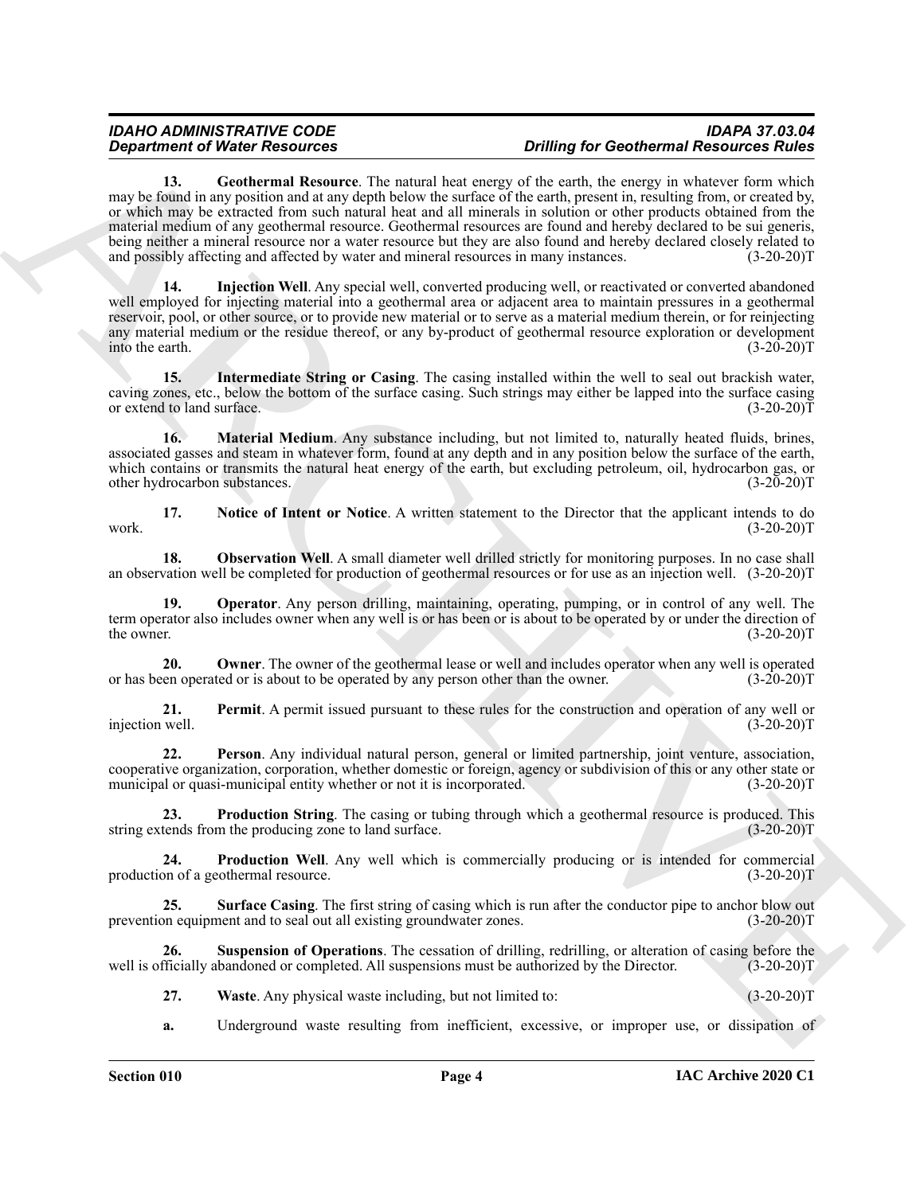**13. Geothermal Resource**. The natural heat energy of the earth, the energy in whatever form which may be found in any position and at any depth below the surface of the earth, present in, resulting from, or created by, or which may be extracted from such natural heat and all minerals in solution or other products obtained from the material medium of any geothermal resource. Geothermal resources are found and hereby declared to be sui generis, being neither a mineral resource nor a water resource but they are also found and hereby declared closely related to and possibly affecting and affected by water and mineral resources in many instances. (3-20-20)T

**14. Injection Well**. Any special well, converted producing well, or reactivated or converted abandoned well employed for injecting material into a geothermal area or adjacent area to maintain pressures in a geothermal reservoir, pool, or other source, or to provide new material or to serve as a material medium therein, or for reinjecting any material medium or the residue thereof, or any by-product of geothermal resource exploration or development into the earth. (3-20-20)T

**15. Intermediate String or Casing**. The casing installed within the well to seal out brackish water, caving zones, etc., below the bottom of the surface casing. Such strings may either be lapped into the surface casing or extend to land surface. (3-20-20)T

**16. Material Medium**. Any substance including, but not limited to, naturally heated fluids, brines, associated gasses and steam in whatever form, found at any depth and in any position below the surface of the earth, which contains or transmits the natural heat energy of the earth, but excluding petroleum, oil, hydrocarbon gas, or other hydrocarbon substances. (3-20-20)T

**17. Notice of Intent or Notice**. A written statement to the Director that the applicant intends to do work. (3-20-20)T

**18. Observation Well**. A small diameter well drilled strictly for monitoring purposes. In no case shall an observation well be completed for production of geothermal resources or for use as an injection well. (3-20-20)T

**19. Operator**. Any person drilling, maintaining, operating, pumping, or in control of any well. The term operator also includes owner when any well is or has been or is about to be operated by or under the direction of the owner. (3-20-20)T

**20. Owner**. The owner of the geothermal lease or well and includes operator when any well is operated or has been operated or is about to be operated by any person other than the owner. (3-20-20)T

**21. Permit**. A permit issued pursuant to these rules for the construction and operation of any well or injection well. (3-20-20)T

**22. Person**. Any individual natural person, general or limited partnership, joint venture, association, cooperative organization, corporation, whether domestic or foreign, agency or subdivision of this or any other state or municipal or quasi-municipal entity whether or not it is incorporated. (3-20-20)T

**23. Production String**. The casing or tubing through which a geothermal resource is produced. This string extends from the producing zone to land surface. (3-20-20)T

**24. Production Well**. Any well which is commercially producing or is intended for commercial production of a geothermal resource. (3-20-20)T

**25. Surface Casing**. The first string of casing which is run after the conductor pipe to anchor blow out prevention equipment and to seal out all existing groundwater zones. (3-20-20)T

**26. Suspension of Operations**. The cessation of drilling, redrilling, or alteration of casing before the well is officially abandoned or completed. All suspensions must be authorized by the Director. (3-20-20)T

**27. Waste**. Any physical waste including, but not limited to: (3-20-20)T

**a.** Underground waste resulting from inefficient, excessive, or improper use, or dissipation of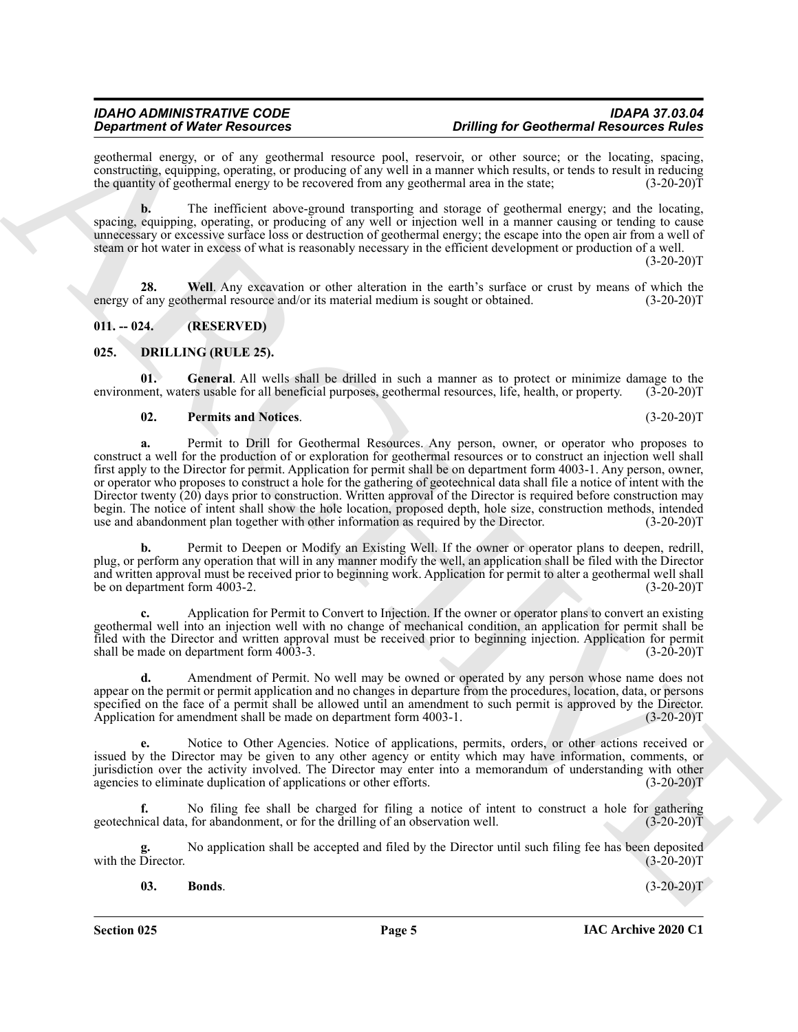geothermal energy, or of any geothermal resource pool, reservoir, or other source; or the locating, spacing, constructing, equipping, operating, or producing of any well in a manner which results, or tends to result in reducing the quantity of geothermal energy to be recovered from any geothermal area in the state; (3-20-20)T

**b.** The inefficient above-ground transporting and storage of geothermal energy; and the locating, spacing, equipping, operating, or producing of any well or injection well in a manner causing or tending to cause unnecessary or excessive surface loss or destruction of geothermal energy; the escape into the open air from a well of steam or hot water in excess of what is reasonably necessary in the efficient development or production of a well. (3-20-20)T

**28. Well**. Any excavation or other alteration in the earth's surface or crust by means of which the energy of any geothermal resource and/or its material medium is sought or obtained. (3-20-20)T

## 011. -- 024. (RESERVED)

## 025. DRILLING (RULE 25).

**01. General**. All wells shall be drilled in such a manner as to protect or minimize damage to the environment, waters usable for all beneficial purposes, geothermal resources, life, health, or property. (3-20-20)T

**02. Permits and Notices**. (3-20-20)T

**a.** Permit to Drill for Geothermal Resources. Any person, owner, or operator who proposes to construct a well for the production of or exploration for geothermal resources or to construct an injection well shall first apply to the Director for permit. Application for permit shall be on department form 4003-1. Any person, owner, or operator who proposes to construct a hole for the gathering of geotechnical data shall file a notice of intent with the Director twenty (20) days prior to construction. Written approval of the Director is required before construction may begin. The notice of intent shall show the hole location, proposed depth, hole size, construction methods, intended use and abandonment plan together with other information as required by the Director. (3-20-20)T

**b.** Permit to Deepen or Modify an Existing Well. If the owner or operator plans to deepen, redrill, plug, or perform any operation that will in any manner modify the well, an application shall be filed with the Director and written approval must be received prior to beginning work. Application for permit to alter a geothermal well shall be on department form 4003-2. (3-20-20)T

**c.** Application for Permit to Convert to Injection. If the owner or operator plans to convert an existing geothermal well into an injection well with no change of mechanical condition, an application for permit shall be filed with the Director and written approval must be received prior to beginning injection. Application for permit shall be made on department form 4003-3. (3-20-20)T

**d.** Amendment of Permit. No well may be owned or operated by any person whose name does not appear on the permit or permit application and no changes in departure from the procedures, location, data, or persons specified on the face of a permit shall be allowed until an amendment to such permit is approved by the Director. Application for amendment shall be made on department form 4003-1. (3-20-20)T

**e.** Notice to Other Agencies. Notice of applications, permits, orders, or other actions received or issued by the Director may be given to any other agency or entity which may have information, comments, or jurisdiction over the activity involved. The Director may enter into a memorandum of understanding with other agencies to eliminate duplication of applications or other efforts. (3-20-20)T

**f.** No filing fee shall be charged for filing a notice of intent to construct a hole for gathering geotechnical data, for abandonment, or for the drilling of an observation well. (3-20-20)T

**g.** No application shall be accepted and filed by the Director until such filing fee has been deposited with the Director. (3-20-20)T

**03. Bonds**. (3-20-20)T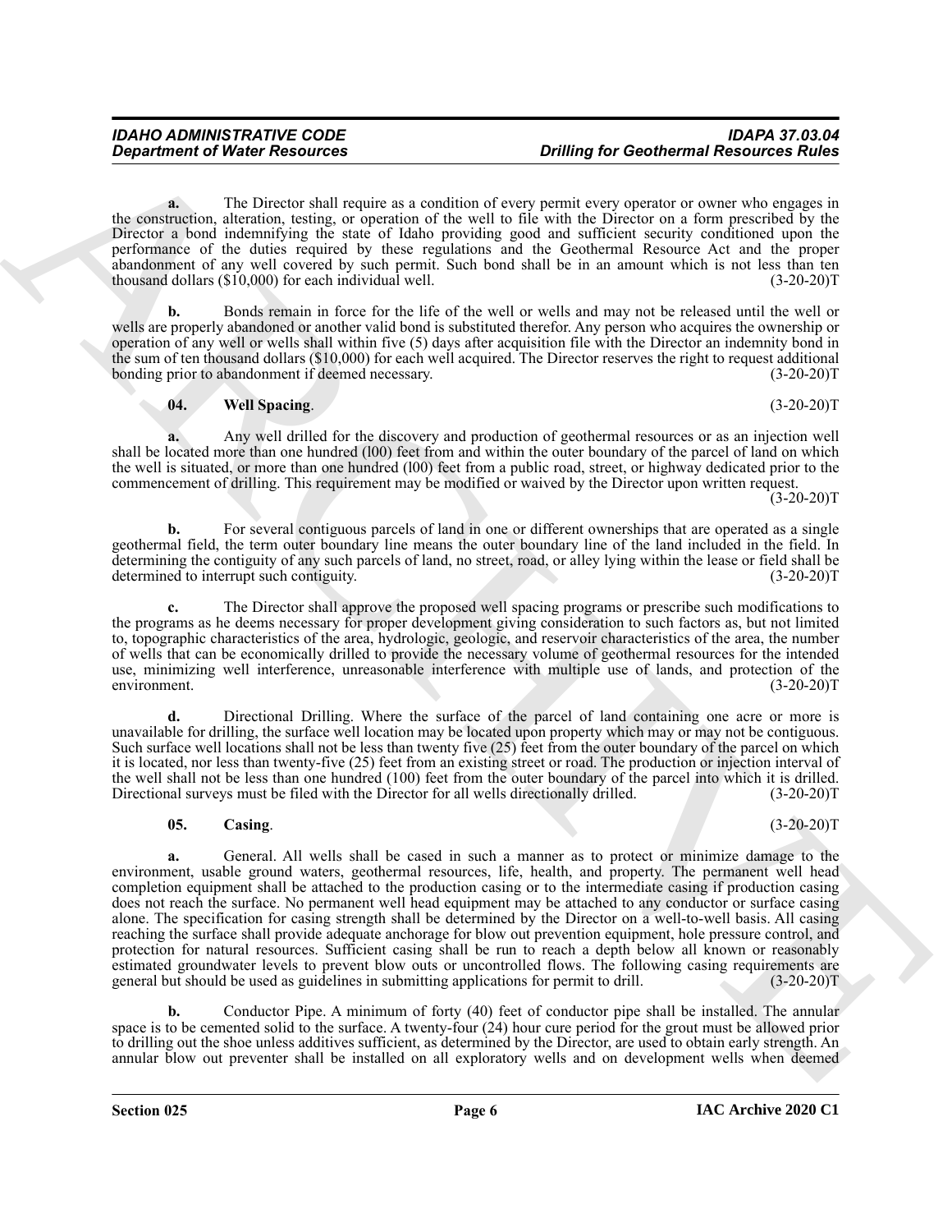**a.** The Director shall require as a condition of every permit every operator or owner who engages in the construction, alteration, testing, or operation of the well to file with the Director on a form prescribed by the Director a bond indemnifying the state of Idaho providing good and sufficient security conditioned upon the performance of the duties required by these regulations and the Geothermal Resource Act and the proper abandonment of any well covered by such permit. Such bond shall be in an amount which is not less than ten thousand dollars ($10,000) for each individual well. (3-20-20)T

**b.** Bonds remain in force for the life of the well or wells and may not be released until the well or wells are properly abandoned or another valid bond is substituted therefor. Any person who acquires the ownership or operation of any well or wells shall within five (5) days after acquisition file with the Director an indemnity bond in the sum of ten thousand dollars ($10,000) for each well acquired. The Director reserves the right to request additional bonding prior to abandonment if deemed necessary. (3-20-20)T

**04. Well Spacing**. (3-20-20)T

**a.** Any well drilled for the discovery and production of geothermal resources or as an injection well shall be located more than one hundred (l00) feet from and within the outer boundary of the parcel of land on which the well is situated, or more than one hundred (l00) feet from a public road, street, or highway dedicated prior to the commencement of drilling. This requirement may be modified or waived by the Director upon written request. (3-20-20)T

**b.** For several contiguous parcels of land in one or different ownerships that are operated as a single geothermal field, the term outer boundary line means the outer boundary line of the land included in the field. In determining the contiguity of any such parcels of land, no street, road, or alley lying within the lease or field shall be determined to interrupt such contiguity. (3-20-20)T

**c.** The Director shall approve the proposed well spacing programs or prescribe such modifications to the programs as he deems necessary for proper development giving consideration to such factors as, but not limited to, topographic characteristics of the area, hydrologic, geologic, and reservoir characteristics of the area, the number of wells that can be economically drilled to provide the necessary volume of geothermal resources for the intended use, minimizing well interference, unreasonable interference with multiple use of lands, and protection of the environment. (3-20-20)T

**d.** Directional Drilling. Where the surface of the parcel of land containing one acre or more is unavailable for drilling, the surface well location may be located upon property which may or may not be contiguous. Such surface well locations shall not be less than twenty five (25) feet from the outer boundary of the parcel on which it is located, nor less than twenty-five (25) feet from an existing street or road. The production or injection interval of the well shall not be less than one hundred (100) feet from the outer boundary of the parcel into which it is drilled. Directional surveys must be filed with the Director for all wells directionally drilled. (3-20-20)T

**05. Casing**. (3-20-20)T

**a.** General. All wells shall be cased in such a manner as to protect or minimize damage to the environment, usable ground waters, geothermal resources, life, health, and property. The permanent well head completion equipment shall be attached to the production casing or to the intermediate casing if production casing does not reach the surface. No permanent well head equipment may be attached to any conductor or surface casing alone. The specification for casing strength shall be determined by the Director on a well-to-well basis. All casing reaching the surface shall provide adequate anchorage for blow out prevention equipment, hole pressure control, and protection for natural resources. Sufficient casing shall be run to reach a depth below all known or reasonably estimated groundwater levels to prevent blow outs or uncontrolled flows. The following casing requirements are general but should be used as guidelines in submitting applications for permit to drill. (3-20-20)T

**b.** Conductor Pipe. A minimum of forty (40) feet of conductor pipe shall be installed. The annular space is to be cemented solid to the surface. A twenty-four (24) hour cure period for the grout must be allowed prior to drilling out the shoe unless additives sufficient, as determined by the Director, are used to obtain early strength. An annular blow out preventer shall be installed on all exploratory wells and on development wells when deemed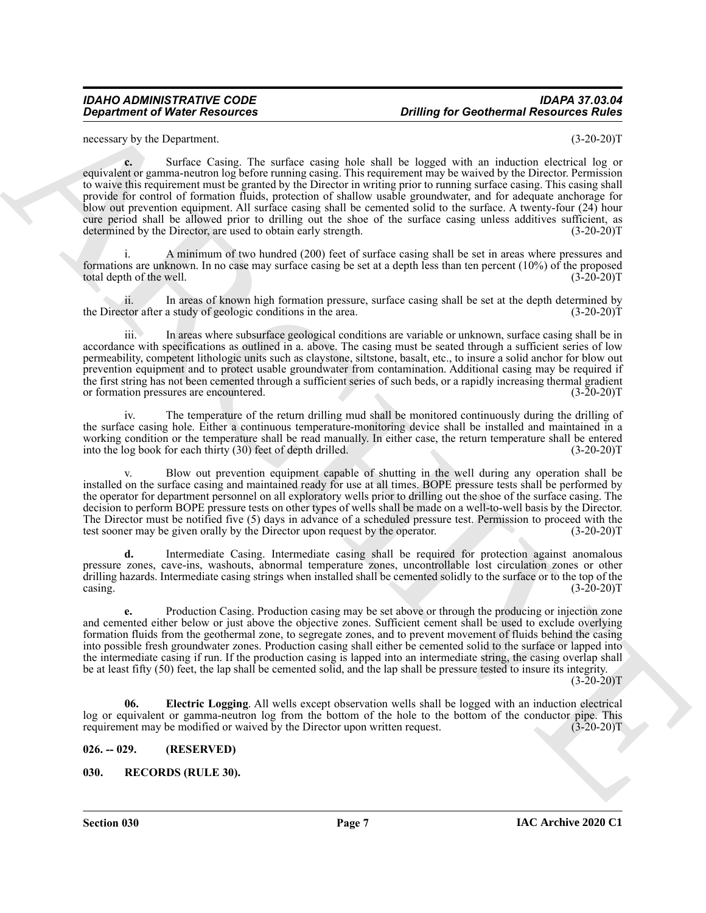necessary by the Department. (3-20-20)T

**c.** Surface Casing. The surface casing hole shall be logged with an induction electrical log or equivalent or gamma-neutron log before running casing. This requirement may be waived by the Director. Permission to waive this requirement must be granted by the Director in writing prior to running surface casing. This casing shall provide for control of formation fluids, protection of shallow usable groundwater, and for adequate anchorage for blow out prevention equipment. All surface casing shall be cemented solid to the surface. A twenty-four (24) hour cure period shall be allowed prior to drilling out the shoe of the surface casing unless additives sufficient, as determined by the Director, are used to obtain early strength. (3-20-20)T

i. A minimum of two hundred (200) feet of surface casing shall be set in areas where pressures and formations are unknown. In no case may surface casing be set at a depth less than ten percent (10%) of the proposed total depth of the well. (3-20-20)T

ii. In areas of known high formation pressure, surface casing shall be set at the depth determined by the Director after a study of geologic conditions in the area. (3-20-20)T

iii. In areas where subsurface geological conditions are variable or unknown, surface casing shall be in accordance with specifications as outlined in a. above. The casing must be seated through a sufficient series of low permeability, competent lithologic units such as claystone, siltstone, basalt, etc., to insure a solid anchor for blow out prevention equipment and to protect usable groundwater from contamination. Additional casing may be required if the first string has not been cemented through a sufficient series of such beds, or a rapidly increasing thermal gradient or formation pressures are encountered. (3-20-20)T

iv. The temperature of the return drilling mud shall be monitored continuously during the drilling of the surface casing hole. Either a continuous temperature-monitoring device shall be installed and maintained in a working condition or the temperature shall be read manually. In either case, the return temperature shall be entered into the log book for each thirty (30) feet of depth drilled. (3-20-20)T

v. Blow out prevention equipment capable of shutting in the well during any operation shall be installed on the surface casing and maintained ready for use at all times. BOPE pressure tests shall be performed by the operator for department personnel on all exploratory wells prior to drilling out the shoe of the surface casing. The decision to perform BOPE pressure tests on other types of wells shall be made on a well-to-well basis by the Director. The Director must be notified five (5) days in advance of a scheduled pressure test. Permission to proceed with the test sooner may be given orally by the Director upon request by the operator. (3-20-20)T

**d.** Intermediate Casing. Intermediate casing shall be required for protection against anomalous pressure zones, cave-ins, washouts, abnormal temperature zones, uncontrollable lost circulation zones or other drilling hazards. Intermediate casing strings when installed shall be cemented solidly to the surface or to the top of the casing. (3-20-20)T

**e.** Production Casing. Production casing may be set above or through the producing or injection zone and cemented either below or just above the objective zones. Sufficient cement shall be used to exclude overlying formation fluids from the geothermal zone, to segregate zones, and to prevent movement of fluids behind the casing into possible fresh groundwater zones. Production casing shall either be cemented solid to the surface or lapped into the intermediate casing if run. If the production casing is lapped into an intermediate string, the casing overlap shall be at least fifty (50) feet, the lap shall be cemented solid, and the lap shall be pressure tested to insure its integrity. (3-20-20)T

**06. Electric Logging**. All wells except observation wells shall be logged with an induction electrical log or equivalent or gamma-neutron log from the bottom of the hole to the bottom of the conductor pipe. This requirement may be modified or waived by the Director upon written request. (3-20-20)T

## 026. -- 029. (RESERVED)

## 030. RECORDS (RULE 30).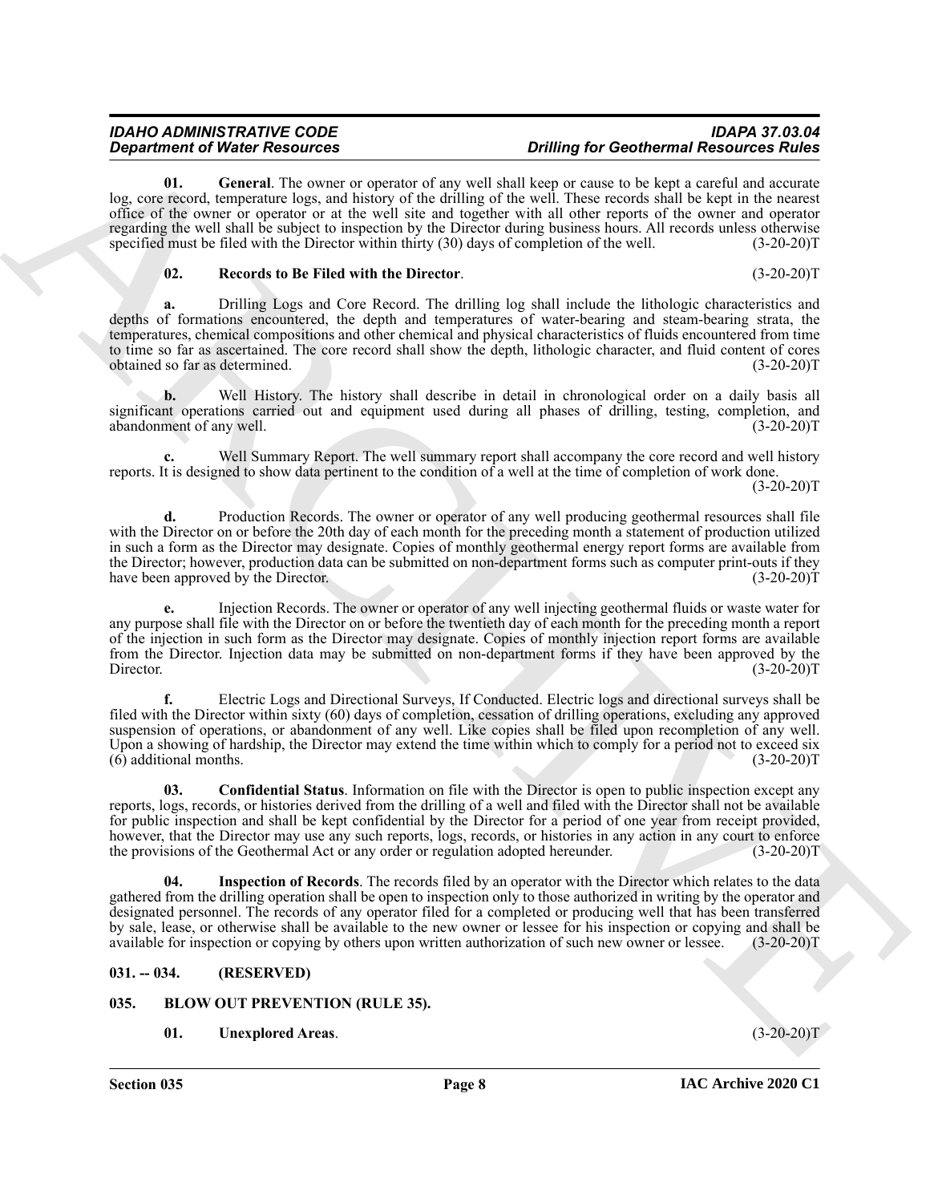**01. General**. The owner or operator of any well shall keep or cause to be kept a careful and accurate log, core record, temperature logs, and history of the drilling of the well. These records shall be kept in the nearest office of the owner or operator or at the well site and together with all other reports of the owner and operator regarding the well shall be subject to inspection by the Director during business hours. All records unless otherwise specified must be filed with the Director within thirty (30) days of completion of the well. (3-20-20)T

**02. Records to Be Filed with the Director**. (3-20-20)T

**a.** Drilling Logs and Core Record. The drilling log shall include the lithologic characteristics and depths of formations encountered, the depth and temperatures of water-bearing and steam-bearing strata, the temperatures, chemical compositions and other chemical and physical characteristics of fluids encountered from time to time so far as ascertained. The core record shall show the depth, lithologic character, and fluid content of cores obtained so far as determined. (3-20-20)T

**b.** Well History. The history shall describe in detail in chronological order on a daily basis all significant operations carried out and equipment used during all phases of drilling, testing, completion, and abandonment of any well. (3-20-20)T

**c.** Well Summary Report. The well summary report shall accompany the core record and well history reports. It is designed to show data pertinent to the condition of a well at the time of completion of work done. (3-20-20)T

**d.** Production Records. The owner or operator of any well producing geothermal resources shall file with the Director on or before the 20th day of each month for the preceding month a statement of production utilized in such a form as the Director may designate. Copies of monthly geothermal energy report forms are available from the Director; however, production data can be submitted on non-department forms such as computer print-outs if they have been approved by the Director. (3-20-20)T

**e.** Injection Records. The owner or operator of any well injecting geothermal fluids or waste water for any purpose shall file with the Director on or before the twentieth day of each month for the preceding month a report of the injection in such form as the Director may designate. Copies of monthly injection report forms are available from the Director. Injection data may be submitted on non-department forms if they have been approved by the Director. (3-20-20)T

**f.** Electric Logs and Directional Surveys, If Conducted. Electric logs and directional surveys shall be filed with the Director within sixty (60) days of completion, cessation of drilling operations, excluding any approved suspension of operations, or abandonment of any well. Like copies shall be filed upon recompletion of any well. Upon a showing of hardship, the Director may extend the time within which to comply for a period not to exceed six (6) additional months. (3-20-20)T

**03. Confidential Status**. Information on file with the Director is open to public inspection except any reports, logs, records, or histories derived from the drilling of a well and filed with the Director shall not be available for public inspection and shall be kept confidential by the Director for a period of one year from receipt provided, however, that the Director may use any such reports, logs, records, or histories in any action in any court to enforce the provisions of the Geothermal Act or any order or regulation adopted hereunder. (3-20-20)T

**04. Inspection of Records**. The records filed by an operator with the Director which relates to the data gathered from the drilling operation shall be open to inspection only to those authorized in writing by the operator and designated personnel. The records of any operator filed for a completed or producing well that has been transferred by sale, lease, or otherwise shall be available to the new owner or lessee for his inspection or copying and shall be available for inspection or copying by others upon written authorization of such new owner or lessee. (3-20-20)T

## 031. -- 034. (RESERVED)

## 035. BLOW OUT PREVENTION (RULE 35).

**01. Unexplored Areas**. (3-20-20)T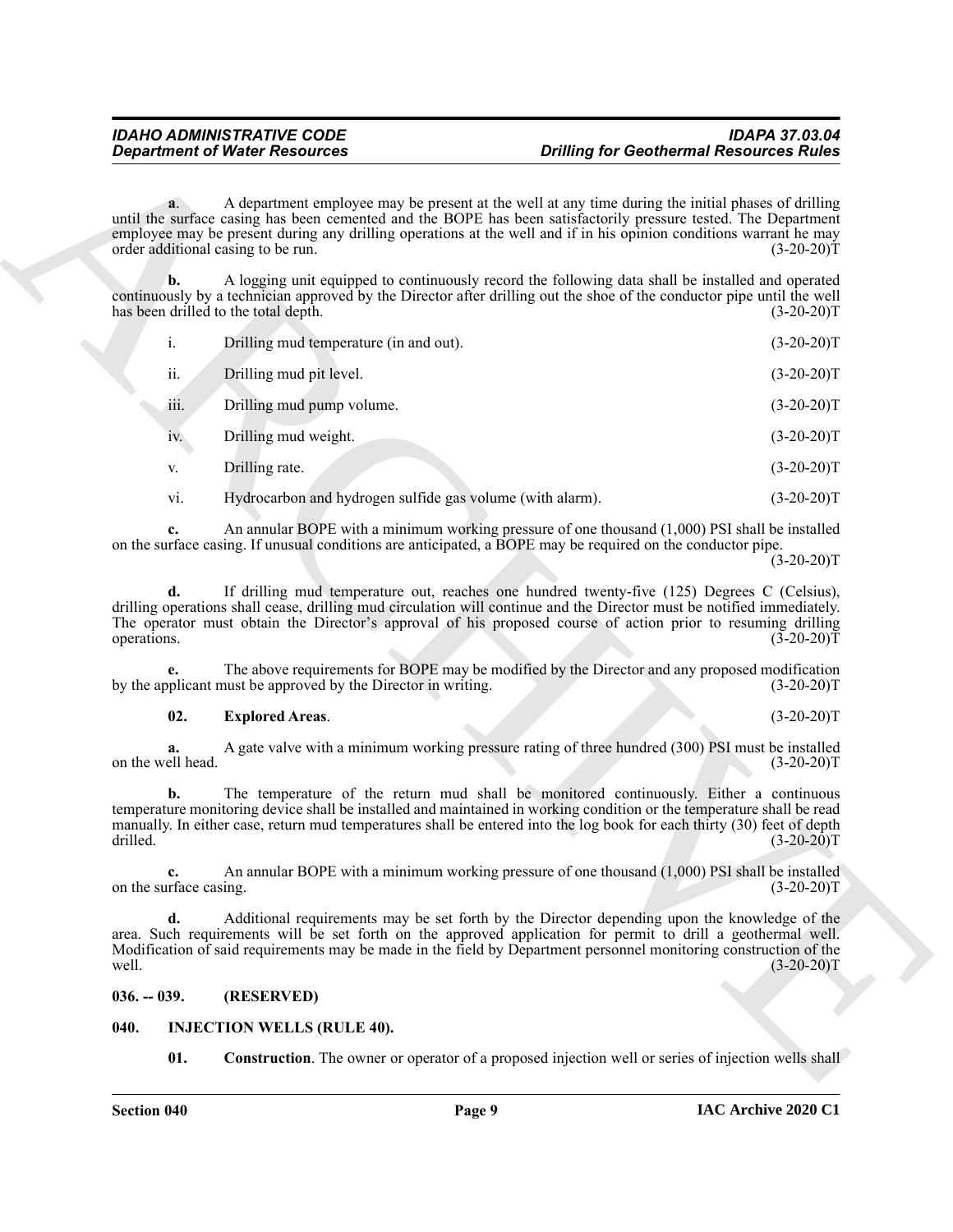**a**. A department employee may be present at the well at any time during the initial phases of drilling until the surface casing has been cemented and the BOPE has been satisfactorily pressure tested. The Department employee may be present during any drilling operations at the well and if in his opinion conditions warrant he may order additional casing to be run. (3-20-20)T

**b.** A logging unit equipped to continuously record the following data shall be installed and operated continuously by a technician approved by the Director after drilling out the shoe of the conductor pipe until the well has been drilled to the total depth. (3-20-20)T

i. Drilling mud temperature (in and out). (3-20-20)T

ii. Drilling mud pit level. (3-20-20)T

iii. Drilling mud pump volume. (3-20-20)T

iv. Drilling mud weight. (3-20-20)T

v. Drilling rate. (3-20-20)T

vi. Hydrocarbon and hydrogen sulfide gas volume (with alarm). (3-20-20)T

**c.** An annular BOPE with a minimum working pressure of one thousand (1,000) PSI shall be installed on the surface casing. If unusual conditions are anticipated, a BOPE may be required on the conductor pipe. (3-20-20)T

**d.** If drilling mud temperature out, reaches one hundred twenty-five (125) Degrees C (Celsius), drilling operations shall cease, drilling mud circulation will continue and the Director must be notified immediately. The operator must obtain the Director's approval of his proposed course of action prior to resuming drilling operations. (3-20-20)T

**e.** The above requirements for BOPE may be modified by the Director and any proposed modification by the applicant must be approved by the Director in writing. (3-20-20)T

**02. Explored Areas**. (3-20-20)T

**a.** A gate valve with a minimum working pressure rating of three hundred (300) PSI must be installed on the well head. (3-20-20)T

**b.** The temperature of the return mud shall be monitored continuously. Either a continuous temperature monitoring device shall be installed and maintained in working condition or the temperature shall be read manually. In either case, return mud temperatures shall be entered into the log book for each thirty (30) feet of depth drilled. (3-20-20)T

**c.** An annular BOPE with a minimum working pressure of one thousand (1,000) PSI shall be installed on the surface casing. (3-20-20)T

**d.** Additional requirements may be set forth by the Director depending upon the knowledge of the area. Such requirements will be set forth on the approved application for permit to drill a geothermal well. Modification of said requirements may be made in the field by Department personnel monitoring construction of the well. (3-20-20)T

**036. -- 039. (RESERVED)**

**040. INJECTION WELLS (RULE 40).**

**01. Construction**. The owner or operator of a proposed injection well or series of injection wells shall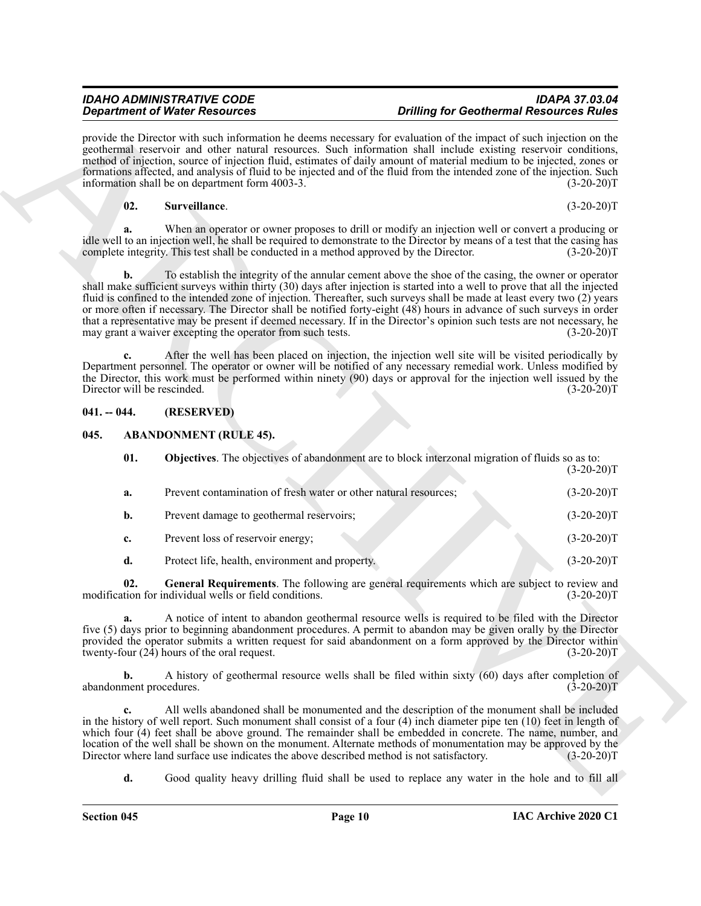provide the Director with such information he deems necessary for evaluation of the impact of such injection on the geothermal reservoir and other natural resources. Such information shall include existing reservoir conditions, method of injection, source of injection fluid, estimates of daily amount of material medium to be injected, zones or formations affected, and analysis of fluid to be injected and of the fluid from the intended zone of the injection. Such information shall be on department form 4003-3. (3-20-20)T

**02. Surveillance**. (3-20-20)T

**a.** When an operator or owner proposes to drill or modify an injection well or convert a producing or idle well to an injection well, he shall be required to demonstrate to the Director by means of a test that the casing has complete integrity. This test shall be conducted in a method approved by the Director. (3-20-20)T

**b.** To establish the integrity of the annular cement above the shoe of the casing, the owner or operator shall make sufficient surveys within thirty (30) days after injection is started into a well to prove that all the injected fluid is confined to the intended zone of injection. Thereafter, such surveys shall be made at least every two (2) years or more often if necessary. The Director shall be notified forty-eight (48) hours in advance of such surveys in order that a representative may be present if deemed necessary. If in the Director's opinion such tests are not necessary, he may grant a waiver excepting the operator from such tests. (3-20-20)T

**c.** After the well has been placed on injection, the injection well site will be visited periodically by Department personnel. The operator or owner will be notified of any necessary remedial work. Unless modified by the Director, this work must be performed within ninety (90) days or approval for the injection well issued by the Director will be rescinded. (3-20-20)T

## 041. -- 044. (RESERVED)

## 045. ABANDONMENT (RULE 45).

**01. Objectives**. The objectives of abandonment are to block interzonal migration of fluids so as to: (3-20-20)T

**a.** Prevent contamination of fresh water or other natural resources; (3-20-20)T

**b.** Prevent damage to geothermal reservoirs; (3-20-20)T

**c.** Prevent loss of reservoir energy; (3-20-20)T

**d.** Protect life, health, environment and property. (3-20-20)T

**02. General Requirements**. The following are general requirements which are subject to review and modification for individual wells or field conditions. (3-20-20)T

**a.** A notice of intent to abandon geothermal resource wells is required to be filed with the Director five (5) days prior to beginning abandonment procedures. A permit to abandon may be given orally by the Director provided the operator submits a written request for said abandonment on a form approved by the Director within twenty-four (24) hours of the oral request. (3-20-20)T

**b.** A history of geothermal resource wells shall be filed within sixty (60) days after completion of abandonment procedures. (3-20-20)T

**c.** All wells abandoned shall be monumented and the description of the monument shall be included in the history of well report. Such monument shall consist of a four (4) inch diameter pipe ten (10) feet in length of which four (4) feet shall be above ground. The remainder shall be embedded in concrete. The name, number, and location of the well shall be shown on the monument. Alternate methods of monumentation may be approved by the Director where land surface use indicates the above described method is not satisfactory. (3-20-20)T

**d.** Good quality heavy drilling fluid shall be used to replace any water in the hole and to fill all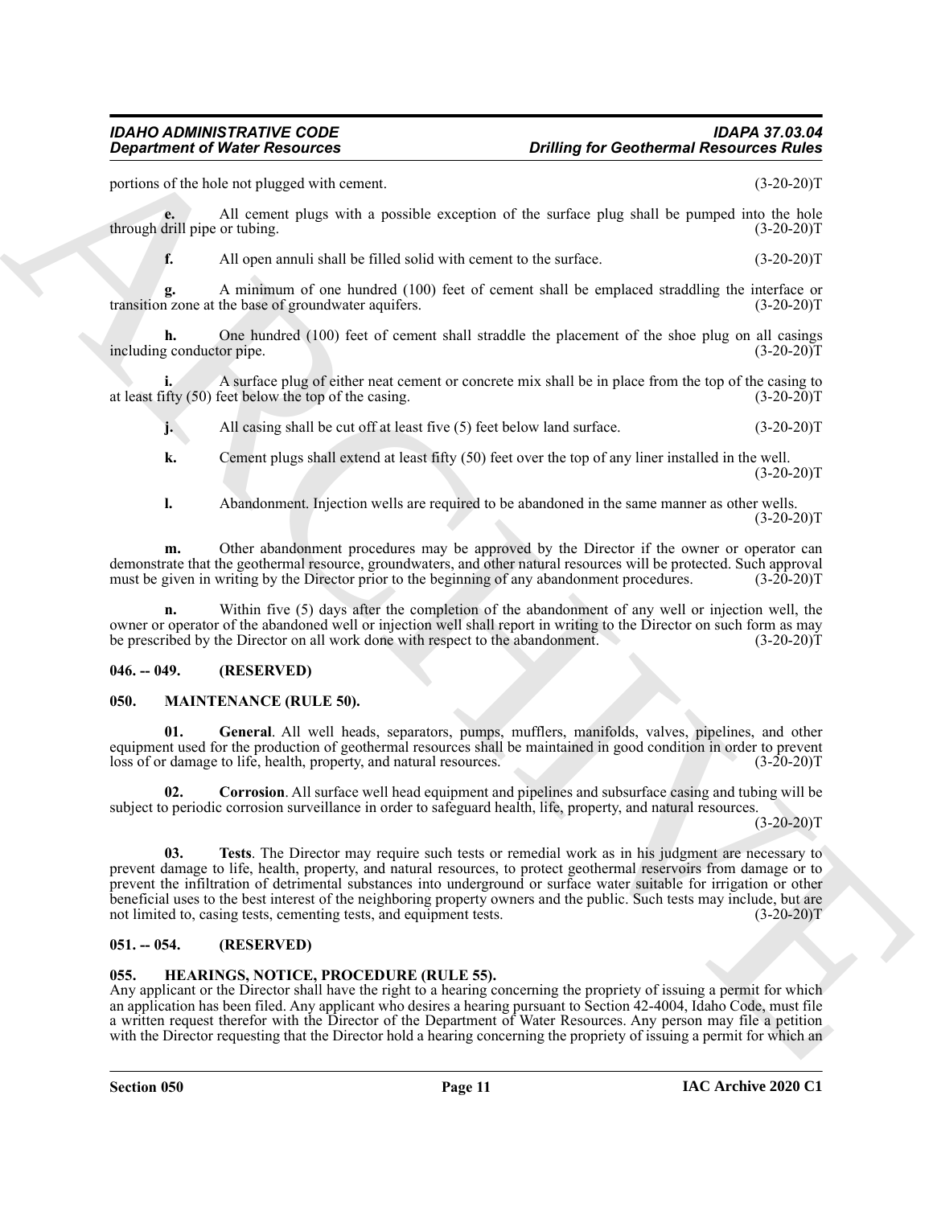portions of the hole not plugged with cement. (3-20-20)T

**e.** All cement plugs with a possible exception of the surface plug shall be pumped into the hole through drill pipe or tubing. (3-20-20)T

**f.** All open annuli shall be filled solid with cement to the surface. (3-20-20)T

**g.** A minimum of one hundred (100) feet of cement shall be emplaced straddling the interface or transition zone at the base of groundwater aquifers. (3-20-20)T

**h.** One hundred (100) feet of cement shall straddle the placement of the shoe plug on all casings including conductor pipe. (3-20-20)T

**i.** A surface plug of either neat cement or concrete mix shall be in place from the top of the casing to at least fifty (50) feet below the top of the casing. (3-20-20)T

**j.** All casing shall be cut off at least five (5) feet below land surface. (3-20-20)T

**k.** Cement plugs shall extend at least fifty (50) feet over the top of any liner installed in the well. (3-20-20)T

**l.** Abandonment. Injection wells are required to be abandoned in the same manner as other wells. (3-20-20)T

**m.** Other abandonment procedures may be approved by the Director if the owner or operator can demonstrate that the geothermal resource, groundwaters, and other natural resources will be protected. Such approval must be given in writing by the Director prior to the beginning of any abandonment procedures. (3-20-20)T

**n.** Within five (5) days after the completion of the abandonment of any well or injection well, the owner or operator of the abandoned well or injection well shall report in writing to the Director on such form as may be prescribed by the Director on all work done with respect to the abandonment. (3-20-20)T

## 046. -- 049. (RESERVED)

## 050. MAINTENANCE (RULE 50).

**01. General**. All well heads, separators, pumps, mufflers, manifolds, valves, pipelines, and other equipment used for the production of geothermal resources shall be maintained in good condition in order to prevent loss of or damage to life, health, property, and natural resources. (3-20-20)T

**02. Corrosion**. All surface well head equipment and pipelines and subsurface casing and tubing will be subject to periodic corrosion surveillance in order to safeguard health, life, property, and natural resources. (3-20-20)T

**03. Tests**. The Director may require such tests or remedial work as in his judgment are necessary to prevent damage to life, health, property, and natural resources, to protect geothermal reservoirs from damage or to prevent the infiltration of detrimental substances into underground or surface water suitable for irrigation or other beneficial uses to the best interest of the neighboring property owners and the public. Such tests may include, but are not limited to, casing tests, cementing tests, and equipment tests. (3-20-20)T

## 051. -- 054. (RESERVED)

## 055. HEARINGS, NOTICE, PROCEDURE (RULE 55).

Any applicant or the Director shall have the right to a hearing concerning the propriety of issuing a permit for which an application has been filed. Any applicant who desires a hearing pursuant to Section 42-4004, Idaho Code, must file a written request therefor with the Director of the Department of Water Resources. Any person may file a petition with the Director requesting that the Director hold a hearing concerning the propriety of issuing a permit for which an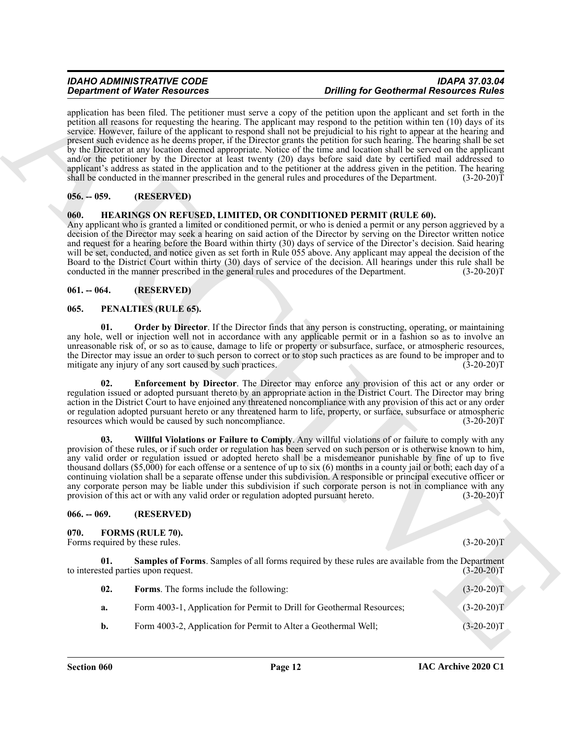application has been filed. The petitioner must serve a copy of the petition upon the applicant and set forth in the petition all reasons for requesting the hearing. The applicant may respond to the petition within ten (10) days of its service. However, failure of the applicant to respond shall not be prejudicial to his right to appear at the hearing and present such evidence as he deems proper, if the Director grants the petition for such hearing. The hearing shall be set by the Director at any location deemed appropriate. Notice of the time and location shall be served on the applicant and/or the petitioner by the Director at least twenty (20) days before said date by certified mail addressed to applicant's address as stated in the application and to the petitioner at the address given in the petition. The hearing shall be conducted in the manner prescribed in the general rules and procedures of the Department. (3-20-20)T

## 056. -- 059. (RESERVED)

## 060. HEARINGS ON REFUSED, LIMITED, OR CONDITIONED PERMIT (RULE 60).

Any applicant who is granted a limited or conditioned permit, or who is denied a permit or any person aggrieved by a decision of the Director may seek a hearing on said action of the Director by serving on the Director written notice and request for a hearing before the Board within thirty (30) days of service of the Director's decision. Said hearing will be set, conducted, and notice given as set forth in Rule 055 above. Any applicant may appeal the decision of the Board to the District Court within thirty (30) days of service of the decision. All hearings under this rule shall be conducted in the manner prescribed in the general rules and procedures of the Department. (3-20-20)T

## 061. -- 064. (RESERVED)

## 065. PENALTIES (RULE 65).

**01. Order by Director**. If the Director finds that any person is constructing, operating, or maintaining any hole, well or injection well not in accordance with any applicable permit or in a fashion so as to involve an unreasonable risk of, or so as to cause, damage to life or property or subsurface, surface, or atmospheric resources, the Director may issue an order to such person to correct or to stop such practices as are found to be improper and to mitigate any injury of any sort caused by such practices. (3-20-20)T

**02. Enforcement by Director**. The Director may enforce any provision of this act or any order or regulation issued or adopted pursuant thereto by an appropriate action in the District Court. The Director may bring action in the District Court to have enjoined any threatened noncompliance with any provision of this act or any order or regulation adopted pursuant hereto or any threatened harm to life, property, or surface, subsurface or atmospheric resources which would be caused by such noncompliance. (3-20-20)T

**03. Willful Violations or Failure to Comply**. Any willful violations of or failure to comply with any provision of these rules, or if such order or regulation has been served on such person or is otherwise known to him, any valid order or regulation issued or adopted hereto shall be a misdemeanor punishable by fine of up to five thousand dollars ($5,000) for each offense or a sentence of up to six (6) months in a county jail or both; each day of a continuing violation shall be a separate offense under this subdivision. A responsible or principal executive officer or any corporate person may be liable under this subdivision if such corporate person is not in compliance with any provision of this act or with any valid order or regulation adopted pursuant hereto. (3-20-20)T

## 066. -- 069. (RESERVED)

## 070. FORMS (RULE 70).

Forms required by these rules. (3-20-20)T

**01. Samples of Forms**. Samples of all forms required by these rules are available from the Department to interested parties upon request. (3-20-20)T

**02. Forms**. The forms include the following: (3-20-20)T

**a.** Form 4003-1, Application for Permit to Drill for Geothermal Resources; (3-20-20)T

**b.** Form 4003-2, Application for Permit to Alter a Geothermal Well; (3-20-20)T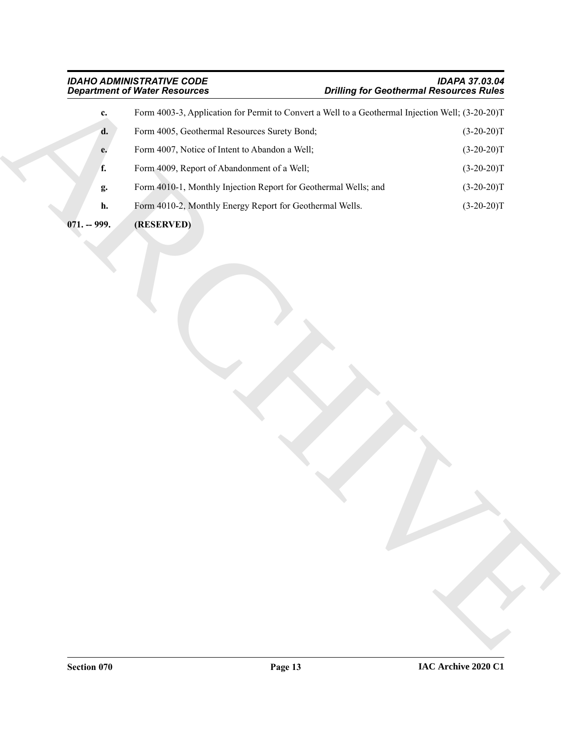**c.** Form 4003-3, Application for Permit to Convert a Well to a Geothermal Injection Well; (3-20-20)T

**d.** Form 4005, Geothermal Resources Surety Bond; (3-20-20)T

**e.** Form 4007, Notice of Intent to Abandon a Well; (3-20-20)T

**f.** Form 4009, Report of Abandonment of a Well; (3-20-20)T

**g.** Form 4010-1, Monthly Injection Report for Geothermal Wells; and (3-20-20)T

**h.** Form 4010-2, Monthly Energy Report for Geothermal Wells. (3-20-20)T

**071. -- 999. (RESERVED)**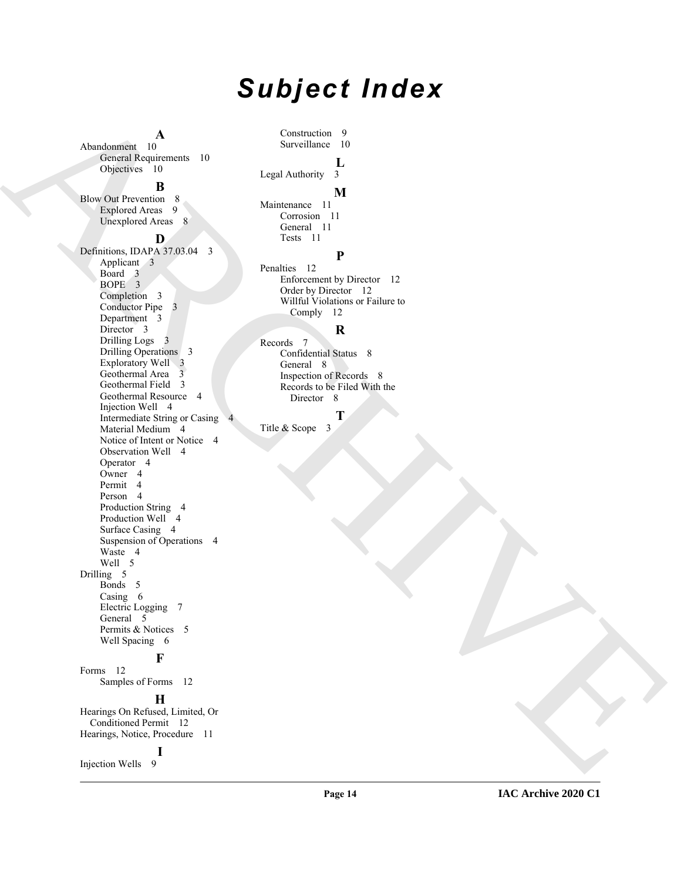# Subject Index

**A**

Abandonment 10
- General Requirements 10
- Objectives 10

**B**

Blow Out Prevention 8
- Explored Areas 9
- Unexplored Areas 8

**D**

Definitions, IDAPA 37.03.04 3
- Applicant 3
- Board 3
- BOPE 3
- Completion 3
- Conductor Pipe 3
- Department 3
- Director 3
- Drilling Logs 3
- Drilling Operations 3
- Exploratory Well 3
- Geothermal Area 3
- Geothermal Field 3
- Geothermal Resource 4
- Injection Well 4
- Intermediate String or Casing 4
- Material Medium 4
- Notice of Intent or Notice 4
- Observation Well 4
- Operator 4
- Owner 4
- Permit 4
- Person 4
- Production String 4
- Production Well 4
- Surface Casing 4
- Suspension of Operations 4
- Waste 4
- Well 5

Drilling 5
- Bonds 5
- Casing 6
- Electric Logging 7
- General 5
- Permits & Notices 5
- Well Spacing 6

**F**

Forms 12
- Samples of Forms 12

**H**

Hearings On Refused, Limited, Or Conditioned Permit 12

Hearings, Notice, Procedure 11

**I**

Injection Wells 9
- Construction 9
- Surveillance 10

**L**

Legal Authority 3

**M**

Maintenance 11
- Corrosion 11
- General 11
- Tests 11

**P**

Penalties 12
- Enforcement by Director 12
- Order by Director 12
- Willful Violations or Failure to Comply 12

**R**

Records 7
- Confidential Status 8
- General 8
- Inspection of Records 8
- Records to be Filed With the Director 8

**T**

Title & Scope 3